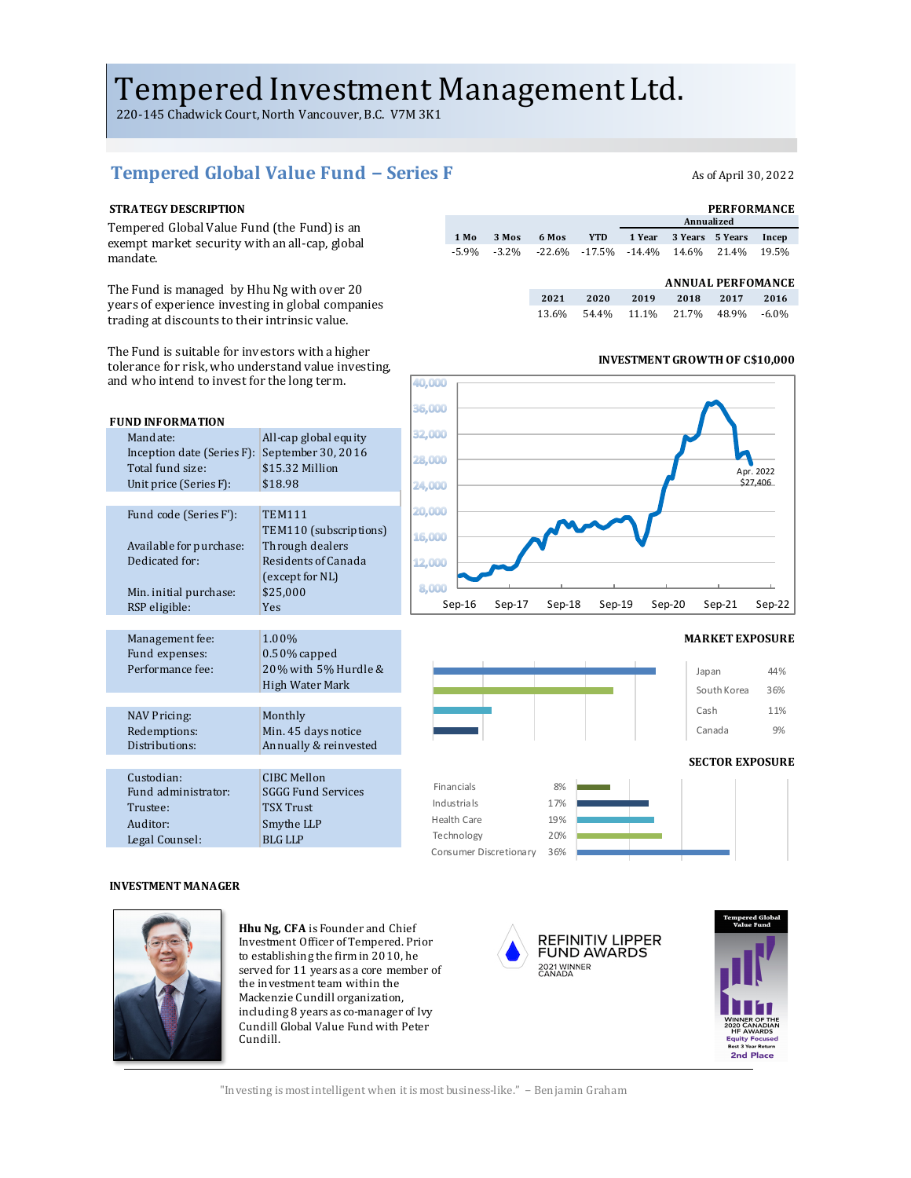# Tempered Investment Management Ltd.

220-145 Chadwick Court, North Vancouver, B.C. V7M 3K1

## Tempered Global Value Fund – Series F

As of April 30, 2022

### STRATEGY DESCRIPTION

Tempered Global Value Fund (the Fund) is an exempt market security with an all-cap, global mandate.

The Fund is managed by Hhu Ng with over 20 years of experience investing in global companies trading at discounts to their intrinsic value.

The Fund is suitable for investors with a higher tolerance for risk, who understand value investing, and who intend to invest for the long term.

### PERFORMANCE

| 1 Mo | 3 Mos | 6 Mos | YTD | 1 Year (Annualized) | 3 Years (Annualized) | 5 Years (Annualized) | Incep (Annualized) |
|---|---|---|---|---|---|---|---|
| -5.9% | -3.2% | -22.6% | -17.5% | -14.4% | 14.6% | 21.4% | 19.5% |

### ANNUAL PERFOMANCE

| 2021 | 2020 | 2019 | 2018 | 2017 | 2016 |
|---|---|---|---|---|---|
| 13.6% | 54.4% | 11.1% | 21.7% | 48.9% | -6.0% |

### INVESTMENT GROWTH OF C$10,000

Apr. 2022: $27,406

### FUND INFORMATION

| | |
|---|---|
| Mandate: | All-cap global equity |
| Inception date (Series F): | September 30, 2016 |
| Total fund size: | $15.32 Million |
| Unit price (Series F): | $18.98 |
| Fund code (Series F): | TEM111 |
| | TEM110 (subscriptions) |
| Available for purchase: | Through dealers |
| Dedicated for: | Residents of Canada (except for NL) |
| Min. initial purchase: | $25,000 |
| RSP eligible: | Yes |
| Management fee: | 1.00% |
| Fund expenses: | 0.50% capped |
| Performance fee: | 20% with 5% Hurdle & High Water Mark |
| NAV Pricing: | Monthly |
| Redemptions: | Min. 45 days notice |
| Distributions: | Annually & reinvested |
| Custodian: | CIBC Mellon |
| Fund administrator: | SGGG Fund Services |
| Trustee: | TSX Trust |
| Auditor: | Smythe LLP |
| Legal Counsel: | BLG LLP |

### MARKET EXPOSURE

| Market | Exposure |
|---|---|
| Japan | 44% |
| South Korea | 36% |
| Cash | 11% |
| Canada | 9% |

### SECTOR EXPOSURE

| Sector | Exposure |
|---|---|
| Financials | 8% |
| Industrials | 17% |
| Health Care | 19% |
| Technology | 20% |
| Consumer Discretionary | 36% |

### INVESTMENT MANAGER

**Hhu Ng, CFA** is Founder and Chief Investment Officer of Tempered. Prior to establishing the firm in 2010, he served for 11 years as a core member of the investment team within the Mackenzie Cundill organization, including 8 years as co-manager of Ivy Cundill Global Value Fund with Peter Cundill.

REFINITIV LIPPER FUND AWARDS 2021 WINNER CANADA

Tempered Global Value Fund – WINNER OF THE 2020 CANADIAN HF AWARDS Equity Focused Best 3 Year Return 2nd Place

"Investing is most intelligent when it is most business-like." – Benjamin Graham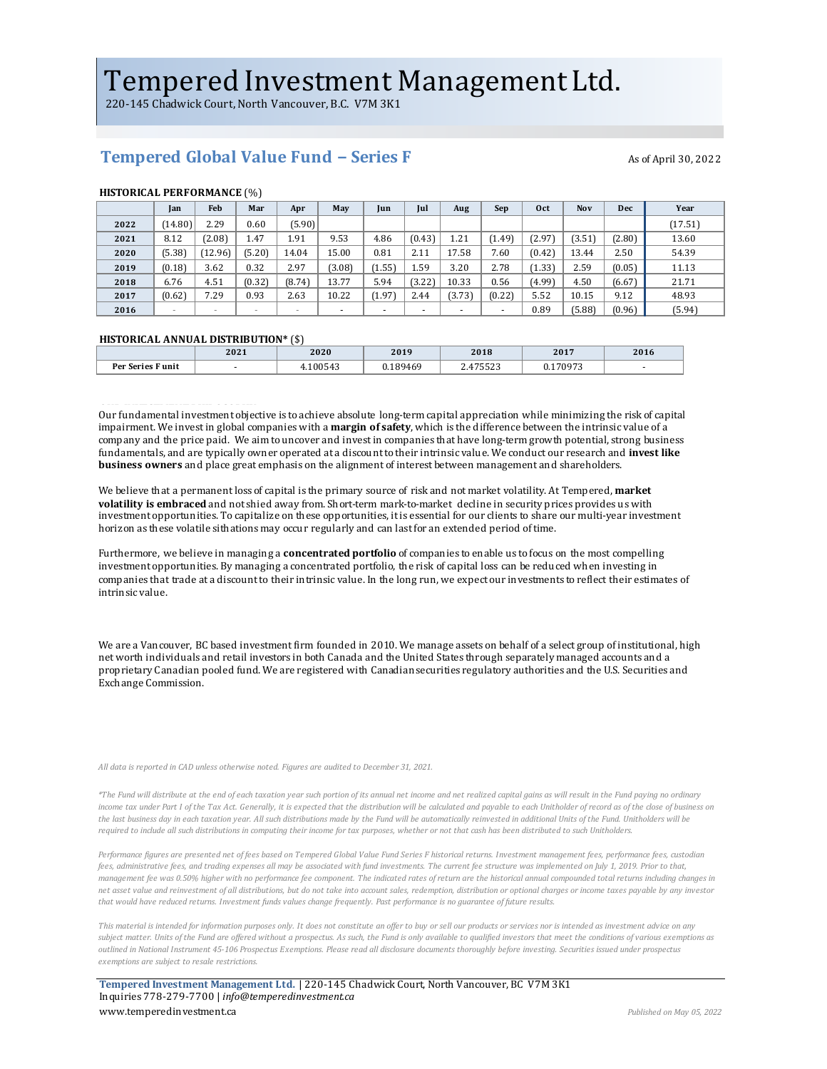# Tempered Investment Management Ltd.

220-145 Chadwick Court, North Vancouver, B.C. V7M 3K1

## Tempered Global Value Fund – Series F

As of April 30, 2022

### HISTORICAL PERFORMANCE (%)

| | Jan | Feb | Mar | Apr | May | Jun | Jul | Aug | Sep | Oct | Nov | Dec | Year |
|---|---|---|---|---|---|---|---|---|---|---|---|---|---|
| 2022 | (14.80) | 2.29 | 0.60 | (5.90) | | | | | | | | | (17.51) |
| 2021 | 8.12 | (2.08) | 1.47 | 1.91 | 9.53 | 4.86 | (0.43) | 1.21 | (1.49) | (2.97) | (3.51) | (2.80) | 13.60 |
| 2020 | (5.38) | (12.96) | (5.20) | 14.04 | 15.00 | 0.81 | 2.11 | 17.58 | 7.60 | (0.42) | 13.44 | 2.50 | 54.39 |
| 2019 | (0.18) | 3.62 | 0.32 | 2.97 | (3.08) | (1.55) | 1.59 | 3.20 | 2.78 | (1.33) | 2.59 | (0.05) | 11.13 |
| 2018 | 6.76 | 4.51 | (0.32) | (8.74) | 13.77 | 5.94 | (3.22) | 10.33 | 0.56 | (4.99) | 4.50 | (6.67) | 21.71 |
| 2017 | (0.62) | 7.29 | 0.93 | 2.63 | 10.22 | (1.97) | 2.44 | (3.73) | (0.22) | 5.52 | 10.15 | 9.12 | 48.93 |
| 2016 | - | - | - | - | - | - | - | - | - | 0.89 | (5.88) | (0.96) | (5.94) |

### HISTORICAL ANNUAL DISTRIBUTION* ($)

| | 2021 | 2020 | 2019 | 2018 | 2017 | 2016 |
|---|---|---|---|---|---|---|
| Per Series F unit | - | 4.100543 | 0.189469 | 2.475523 | 0.170973 | - |

Our fundamental investment objective is to achieve absolute long-term capital appreciation while minimizing the risk of capital impairment. We invest in global companies with a **margin of safety**, which is the difference between the intrinsic value of a company and the price paid. We aim to uncover and invest in companies that have long-term growth potential, strong business fundamentals, and are typically owner operated at a discount to their intrinsic value. We conduct our research and **invest like business owners** and place great emphasis on the alignment of interest between management and shareholders.

We believe that a permanent loss of capital is the primary source of risk and not market volatility. At Tempered, **market volatility is embraced** and not shied away from. Short-term mark-to-market decline in security prices provides us with investment opportunities. To capitalize on these opportunities, it is essential for our clients to share our multi-year investment horizon as these volatile situations may occur regularly and can last for an extended period of time.

Furthermore, we believe in managing a **concentrated portfolio** of companies to enable us to focus on the most compelling investment opportunities. By managing a concentrated portfolio, the risk of capital loss can be reduced when investing in companies that trade at a discount to their intrinsic value. In the long run, we expect our investments to reflect their estimates of intrinsic value.

We are a Vancouver, BC based investment firm founded in 2010. We manage assets on behalf of a select group of institutional, high net worth individuals and retail investors in both Canada and the United States through separately managed accounts and a proprietary Canadian pooled fund. We are registered with Canadian securities regulatory authorities and the U.S. Securities and Exchange Commission.

*All data is reported in CAD unless otherwise noted. Figures are audited to December 31, 2021.*

*\*The Fund will distribute at the end of each taxation year such portion of its annual net income and net realized capital gains as will result in the Fund paying no ordinary income tax under Part I of the Tax Act. Generally, it is expected that the distribution will be calculated and payable to each Unitholder of record as of the close of business on the last business day in each taxation year. All such distributions made by the Fund will be automatically reinvested in additional Units of the Fund. Unitholders will be required to include all such distributions in computing their income for tax purposes, whether or not that cash has been distributed to such Unitholders.*

*Performance figures are presented net of fees based on Tempered Global Value Fund Series F historical returns. Investment management fees, performance fees, custodian fees, administrative fees, and trading expenses all may be associated with fund investments. The current fee structure was implemented on July 1, 2019. Prior to that, management fee was 0.50% higher with no performance fee component. The indicated rates of return are the historical annual compounded total returns including changes in net asset value and reinvestment of all distributions, but do not take into account sales, redemption, distribution or optional charges or income taxes payable by any investor that would have reduced returns. Investment funds values change frequently. Past performance is no guarantee of future results.*

*This material is intended for information purposes only. It does not constitute an offer to buy or sell our products or services nor is intended as investment advice on any subject matter. Units of the Fund are offered without a prospectus. As such, the Fund is only available to qualified investors that meet the conditions of various exemptions as outlined in National Instrument 45-106 Prospectus Exemptions. Please read all disclosure documents thoroughly before investing. Securities issued under prospectus exemptions are subject to resale restrictions.*

**Tempered Investment Management Ltd.** | 220-145 Chadwick Court, North Vancouver, BC V7M 3K1
Inquiries 778-279-7700 | *info@temperedinvestment.ca*
www.temperedinvestment.ca

*Published on May 05, 2022*